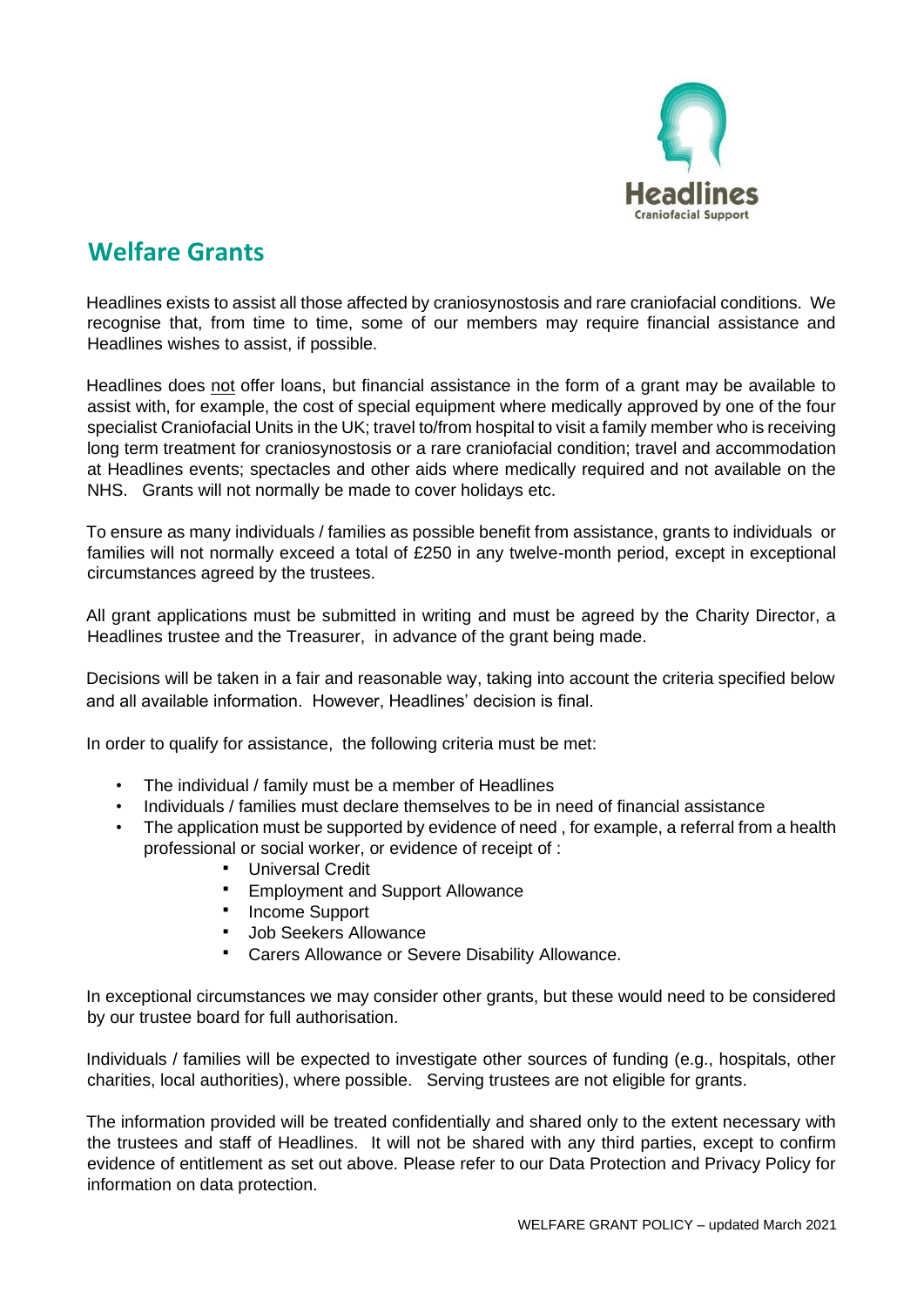Headlines
Craniofacial Support

# Welfare Grants

Headlines exists to assist all those affected by craniosynostosis and rare craniofacial conditions. We recognise that, from time to time, some of our members may require financial assistance and Headlines wishes to assist, if possible.

Headlines does not offer loans, but financial assistance in the form of a grant may be available to assist with, for example, the cost of special equipment where medically approved by one of the four specialist Craniofacial Units in the UK; travel to/from hospital to visit a family member who is receiving long term treatment for craniosynostosis or a rare craniofacial condition; travel and accommodation at Headlines events; spectacles and other aids where medically required and not available on the NHS. Grants will not normally be made to cover holidays etc.

To ensure as many individuals / families as possible benefit from assistance, grants to individuals or families will not normally exceed a total of £250 in any twelve-month period, except in exceptional circumstances agreed by the trustees.

All grant applications must be submitted in writing and must be agreed by the Charity Director, a Headlines trustee and the Treasurer, in advance of the grant being made.

Decisions will be taken in a fair and reasonable way, taking into account the criteria specified below and all available information. However, Headlines' decision is final.

In order to qualify for assistance, the following criteria must be met:

- The individual / family must be a member of Headlines
- Individuals / families must declare themselves to be in need of financial assistance
- The application must be supported by evidence of need , for example, a referral from a health professional or social worker, or evidence of receipt of :
  - Universal Credit
  - Employment and Support Allowance
  - Income Support
  - Job Seekers Allowance
  - Carers Allowance or Severe Disability Allowance.

In exceptional circumstances we may consider other grants, but these would need to be considered by our trustee board for full authorisation.

Individuals / families will be expected to investigate other sources of funding (e.g., hospitals, other charities, local authorities), where possible. Serving trustees are not eligible for grants.

The information provided will be treated confidentially and shared only to the extent necessary with the trustees and staff of Headlines. It will not be shared with any third parties, except to confirm evidence of entitlement as set out above. Please refer to our Data Protection and Privacy Policy for information on data protection.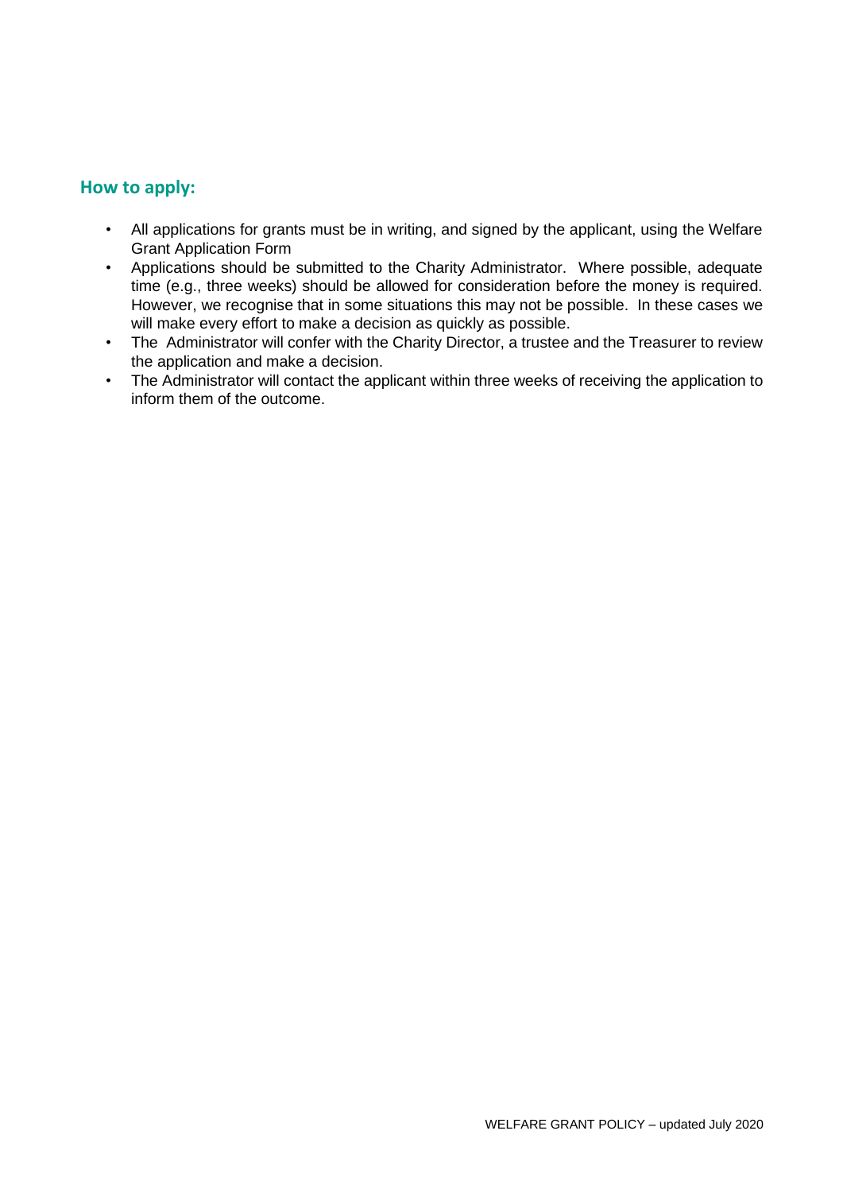## How to apply:

- All applications for grants must be in writing, and signed by the applicant, using the Welfare Grant Application Form
- Applications should be submitted to the Charity Administrator. Where possible, adequate time (e.g., three weeks) should be allowed for consideration before the money is required. However, we recognise that in some situations this may not be possible. In these cases we will make every effort to make a decision as quickly as possible.
- The Administrator will confer with the Charity Director, a trustee and the Treasurer to review the application and make a decision.
- The Administrator will contact the applicant within three weeks of receiving the application to inform them of the outcome.